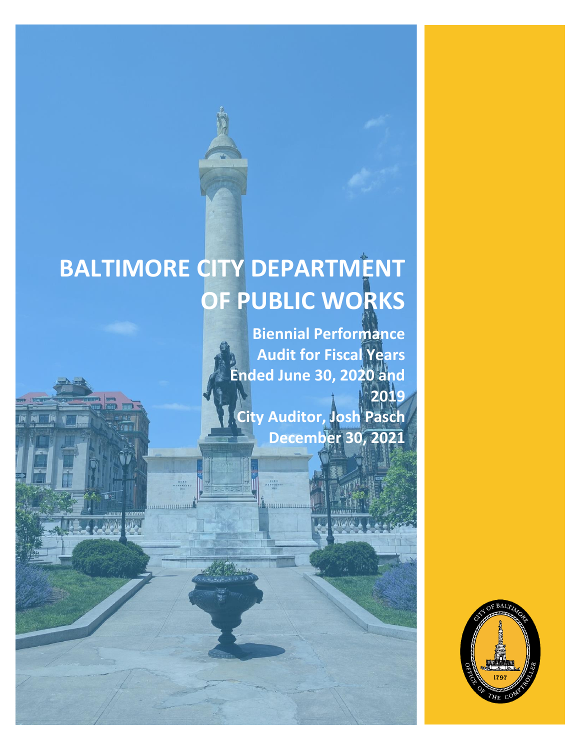# BALTIMORE CITY DEPARTMENT OF PUBLIC WORKS

**Biennial Performance Audit for Fiscal Years Ended June 30, 2020 and 2019**

**City Auditor, Josh Pasch**

**December 30, 2021**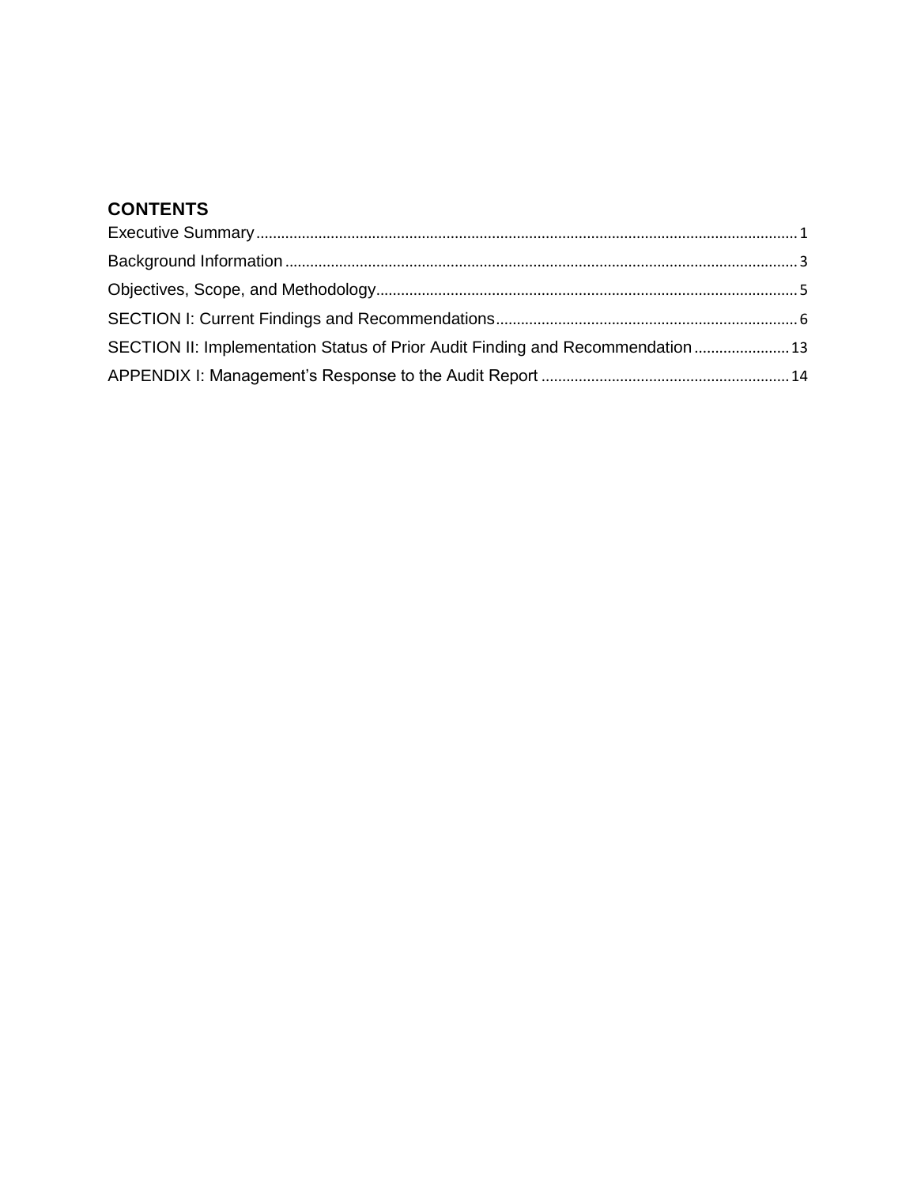## CONTENTS

Executive Summary ........................................................................................................................................ 1

Background Information ................................................................................................................................ 3

Objectives, Scope, and Methodology ............................................................................................................ 5

SECTION I: Current Findings and Recommendations ................................................................................. 6

SECTION II: Implementation Status of Prior Audit Finding and Recommendation ..................................... 13

APPENDIX I: Management's Response to the Audit Report ....................................................................... 14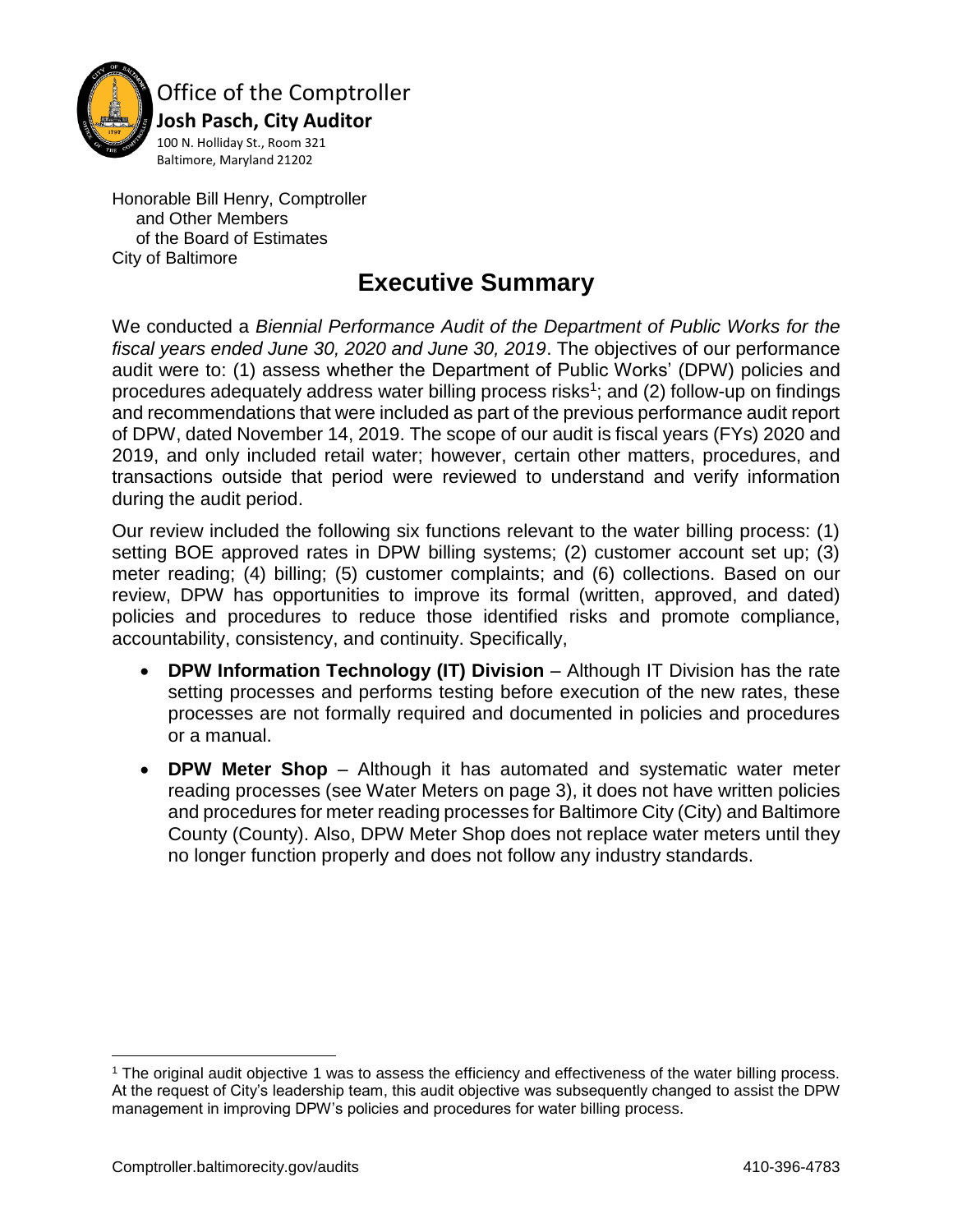Office of the Comptroller
**Josh Pasch, City Auditor**
100 N. Holliday St., Room 321
Baltimore, Maryland 21202

Honorable Bill Henry, Comptroller
and Other Members
of the Board of Estimates
City of Baltimore

# Executive Summary

We conducted a *Biennial Performance Audit of the Department of Public Works for the fiscal years ended June 30, 2020 and June 30, 2019*. The objectives of our performance audit were to: (1) assess whether the Department of Public Works' (DPW) policies and procedures adequately address water billing process risks[1]; and (2) follow-up on findings and recommendations that were included as part of the previous performance audit report of DPW, dated November 14, 2019. The scope of our audit is fiscal years (FYs) 2020 and 2019, and only included retail water; however, certain other matters, procedures, and transactions outside that period were reviewed to understand and verify information during the audit period.

Our review included the following six functions relevant to the water billing process: (1) setting BOE approved rates in DPW billing systems; (2) customer account set up; (3) meter reading; (4) billing; (5) customer complaints; and (6) collections. Based on our review, DPW has opportunities to improve its formal (written, approved, and dated) policies and procedures to reduce those identified risks and promote compliance, accountability, consistency, and continuity. Specifically,

- **DPW Information Technology (IT) Division** – Although IT Division has the rate setting processes and performs testing before execution of the new rates, these processes are not formally required and documented in policies and procedures or a manual.
- **DPW Meter Shop** – Although it has automated and systematic water meter reading processes (see Water Meters on page 3), it does not have written policies and procedures for meter reading processes for Baltimore City (City) and Baltimore County (County). Also, DPW Meter Shop does not replace water meters until they no longer function properly and does not follow any industry standards.

[1] The original audit objective 1 was to assess the efficiency and effectiveness of the water billing process. At the request of City's leadership team, this audit objective was subsequently changed to assist the DPW management in improving DPW's policies and procedures for water billing process.

Comptroller.baltimorecity.gov/audits 410-396-4783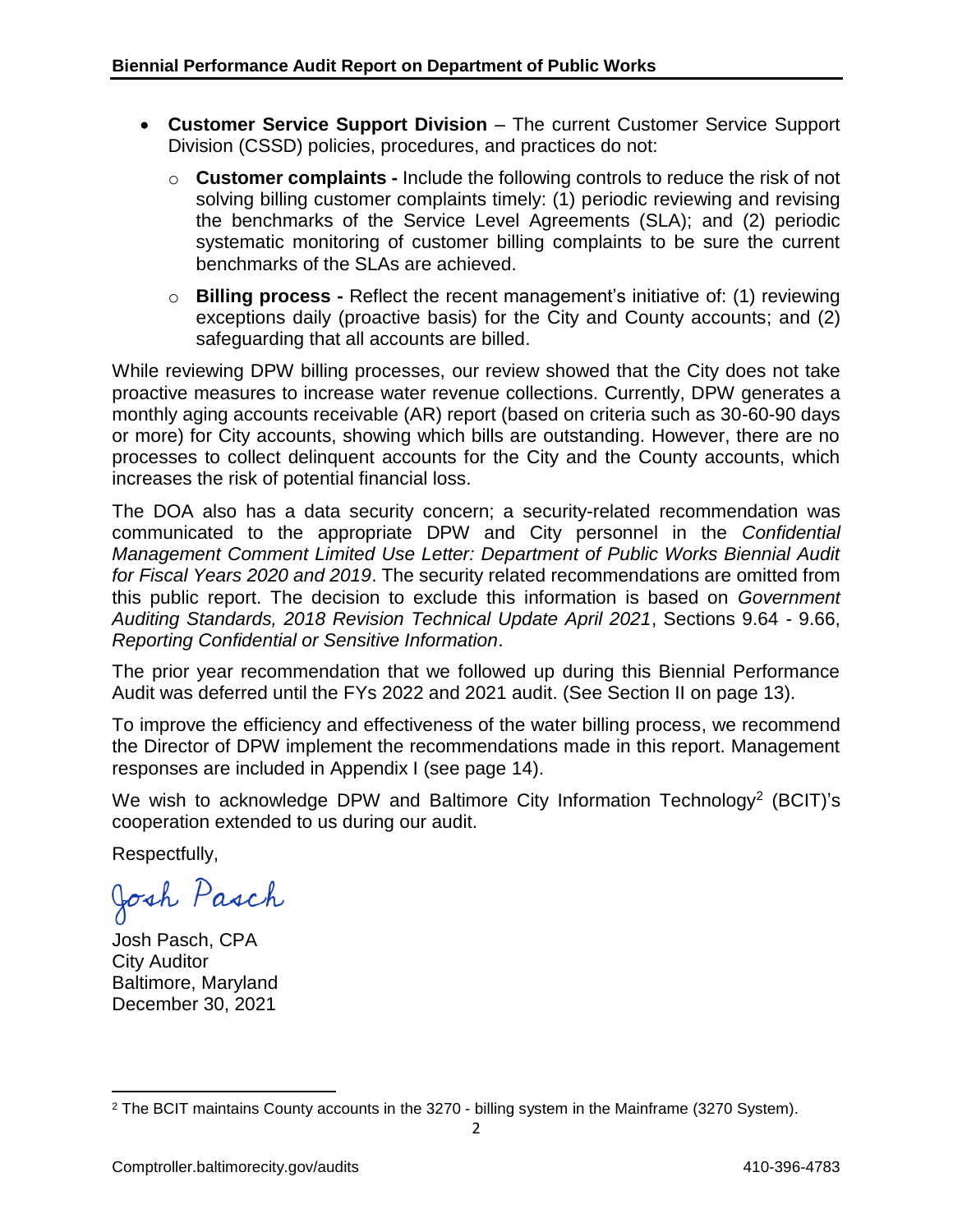- **Customer Service Support Division** – The current Customer Service Support Division (CSSD) policies, procedures, and practices do not:
  - **Customer complaints -** Include the following controls to reduce the risk of not solving billing customer complaints timely: (1) periodic reviewing and revising the benchmarks of the Service Level Agreements (SLA); and (2) periodic systematic monitoring of customer billing complaints to be sure the current benchmarks of the SLAs are achieved.
  - **Billing process -** Reflect the recent management's initiative of: (1) reviewing exceptions daily (proactive basis) for the City and County accounts; and (2) safeguarding that all accounts are billed.

While reviewing DPW billing processes, our review showed that the City does not take proactive measures to increase water revenue collections. Currently, DPW generates a monthly aging accounts receivable (AR) report (based on criteria such as 30-60-90 days or more) for City accounts, showing which bills are outstanding. However, there are no processes to collect delinquent accounts for the City and the County accounts, which increases the risk of potential financial loss.

The DOA also has a data security concern; a security-related recommendation was communicated to the appropriate DPW and City personnel in the *Confidential Management Comment Limited Use Letter: Department of Public Works Biennial Audit for Fiscal Years 2020 and 2019*. The security related recommendations are omitted from this public report. The decision to exclude this information is based on *Government Auditing Standards, 2018 Revision Technical Update April 2021*, Sections 9.64 - 9.66, *Reporting Confidential or Sensitive Information*.

The prior year recommendation that we followed up during this Biennial Performance Audit was deferred until the FYs 2022 and 2021 audit. (See Section II on page 13).

To improve the efficiency and effectiveness of the water billing process, we recommend the Director of DPW implement the recommendations made in this report. Management responses are included in Appendix I (see page 14).

We wish to acknowledge DPW and Baltimore City Information Technology[2] (BCIT)'s cooperation extended to us during our audit.

Respectfully,

Josh Pasch

Josh Pasch, CPA
City Auditor
Baltimore, Maryland
December 30, 2021

[2] The BCIT maintains County accounts in the 3270 - billing system in the Mainframe (3270 System).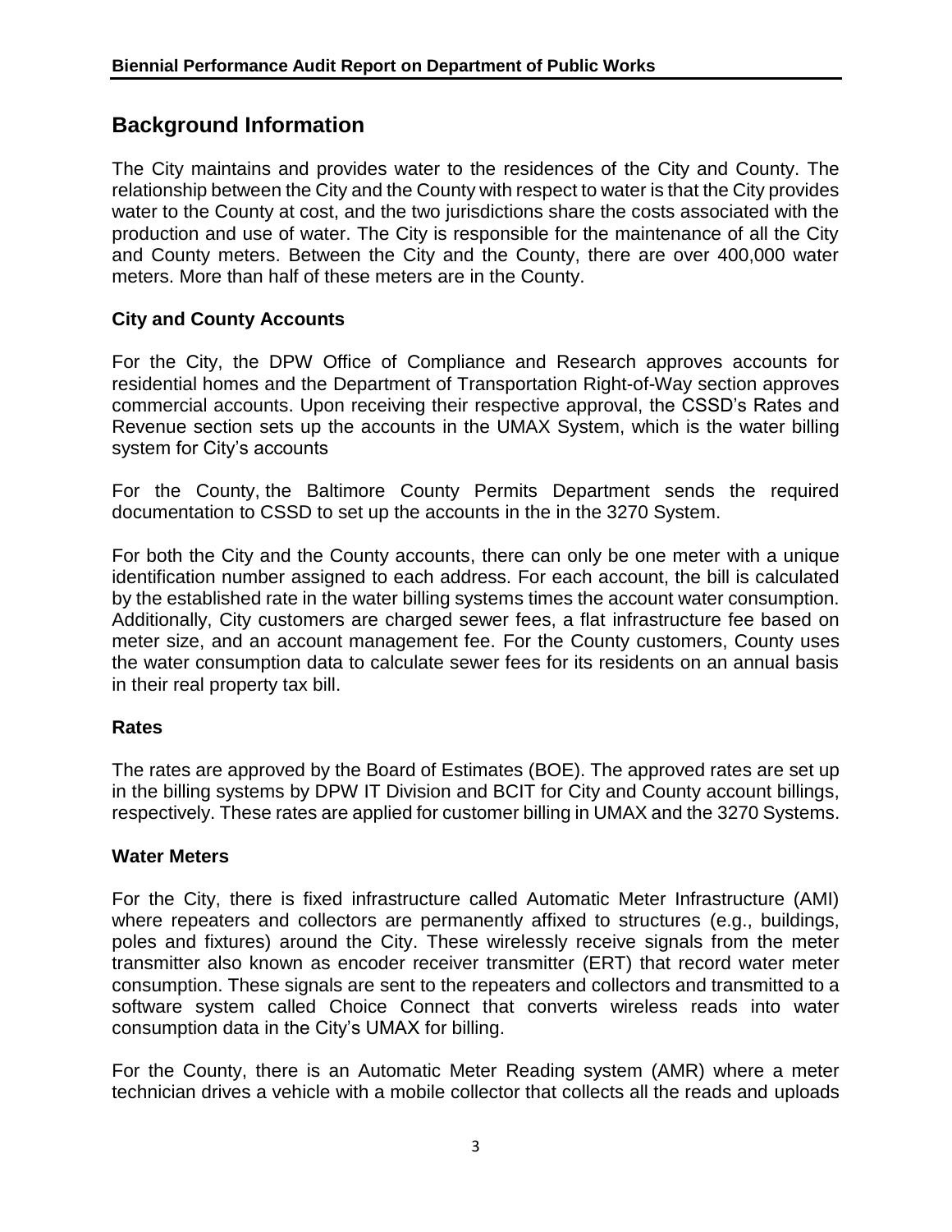## Background Information

The City maintains and provides water to the residences of the City and County. The relationship between the City and the County with respect to water is that the City provides water to the County at cost, and the two jurisdictions share the costs associated with the production and use of water. The City is responsible for the maintenance of all the City and County meters. Between the City and the County, there are over 400,000 water meters. More than half of these meters are in the County.

### City and County Accounts

For the City, the DPW Office of Compliance and Research approves accounts for residential homes and the Department of Transportation Right-of-Way section approves commercial accounts. Upon receiving their respective approval, the CSSD's Rates and Revenue section sets up the accounts in the UMAX System, which is the water billing system for City's accounts

For the County, the Baltimore County Permits Department sends the required documentation to CSSD to set up the accounts in the in the 3270 System.

For both the City and the County accounts, there can only be one meter with a unique identification number assigned to each address. For each account, the bill is calculated by the established rate in the water billing systems times the account water consumption. Additionally, City customers are charged sewer fees, a flat infrastructure fee based on meter size, and an account management fee. For the County customers, County uses the water consumption data to calculate sewer fees for its residents on an annual basis in their real property tax bill.

### Rates

The rates are approved by the Board of Estimates (BOE). The approved rates are set up in the billing systems by DPW IT Division and BCIT for City and County account billings, respectively. These rates are applied for customer billing in UMAX and the 3270 Systems.

### Water Meters

For the City, there is fixed infrastructure called Automatic Meter Infrastructure (AMI) where repeaters and collectors are permanently affixed to structures (e.g., buildings, poles and fixtures) around the City. These wirelessly receive signals from the meter transmitter also known as encoder receiver transmitter (ERT) that record water meter consumption. These signals are sent to the repeaters and collectors and transmitted to a software system called Choice Connect that converts wireless reads into water consumption data in the City's UMAX for billing.

For the County, there is an Automatic Meter Reading system (AMR) where a meter technician drives a vehicle with a mobile collector that collects all the reads and uploads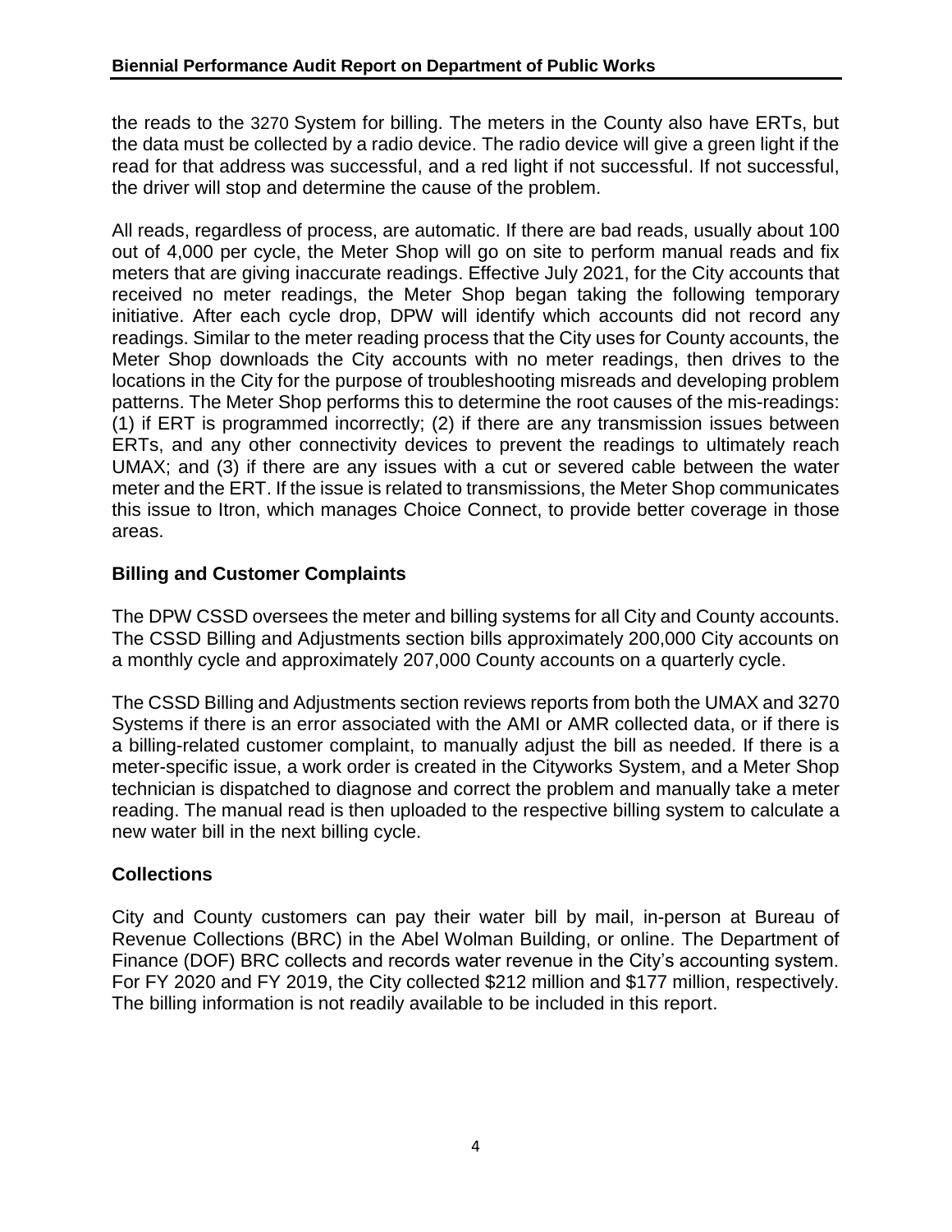the reads to the 3270 System for billing. The meters in the County also have ERTs, but the data must be collected by a radio device. The radio device will give a green light if the read for that address was successful, and a red light if not successful. If not successful, the driver will stop and determine the cause of the problem.

All reads, regardless of process, are automatic. If there are bad reads, usually about 100 out of 4,000 per cycle, the Meter Shop will go on site to perform manual reads and fix meters that are giving inaccurate readings. Effective July 2021, for the City accounts that received no meter readings, the Meter Shop began taking the following temporary initiative. After each cycle drop, DPW will identify which accounts did not record any readings. Similar to the meter reading process that the City uses for County accounts, the Meter Shop downloads the City accounts with no meter readings, then drives to the locations in the City for the purpose of troubleshooting misreads and developing problem patterns. The Meter Shop performs this to determine the root causes of the mis-readings: (1) if ERT is programmed incorrectly; (2) if there are any transmission issues between ERTs, and any other connectivity devices to prevent the readings to ultimately reach UMAX; and (3) if there are any issues with a cut or severed cable between the water meter and the ERT. If the issue is related to transmissions, the Meter Shop communicates this issue to Itron, which manages Choice Connect, to provide better coverage in those areas.

## Billing and Customer Complaints

The DPW CSSD oversees the meter and billing systems for all City and County accounts. The CSSD Billing and Adjustments section bills approximately 200,000 City accounts on a monthly cycle and approximately 207,000 County accounts on a quarterly cycle.

The CSSD Billing and Adjustments section reviews reports from both the UMAX and 3270 Systems if there is an error associated with the AMI or AMR collected data, or if there is a billing-related customer complaint, to manually adjust the bill as needed. If there is a meter-specific issue, a work order is created in the Cityworks System, and a Meter Shop technician is dispatched to diagnose and correct the problem and manually take a meter reading. The manual read is then uploaded to the respective billing system to calculate a new water bill in the next billing cycle.

## Collections

City and County customers can pay their water bill by mail, in-person at Bureau of Revenue Collections (BRC) in the Abel Wolman Building, or online. The Department of Finance (DOF) BRC collects and records water revenue in the City's accounting system. For FY 2020 and FY 2019, the City collected $212 million and $177 million, respectively. The billing information is not readily available to be included in this report.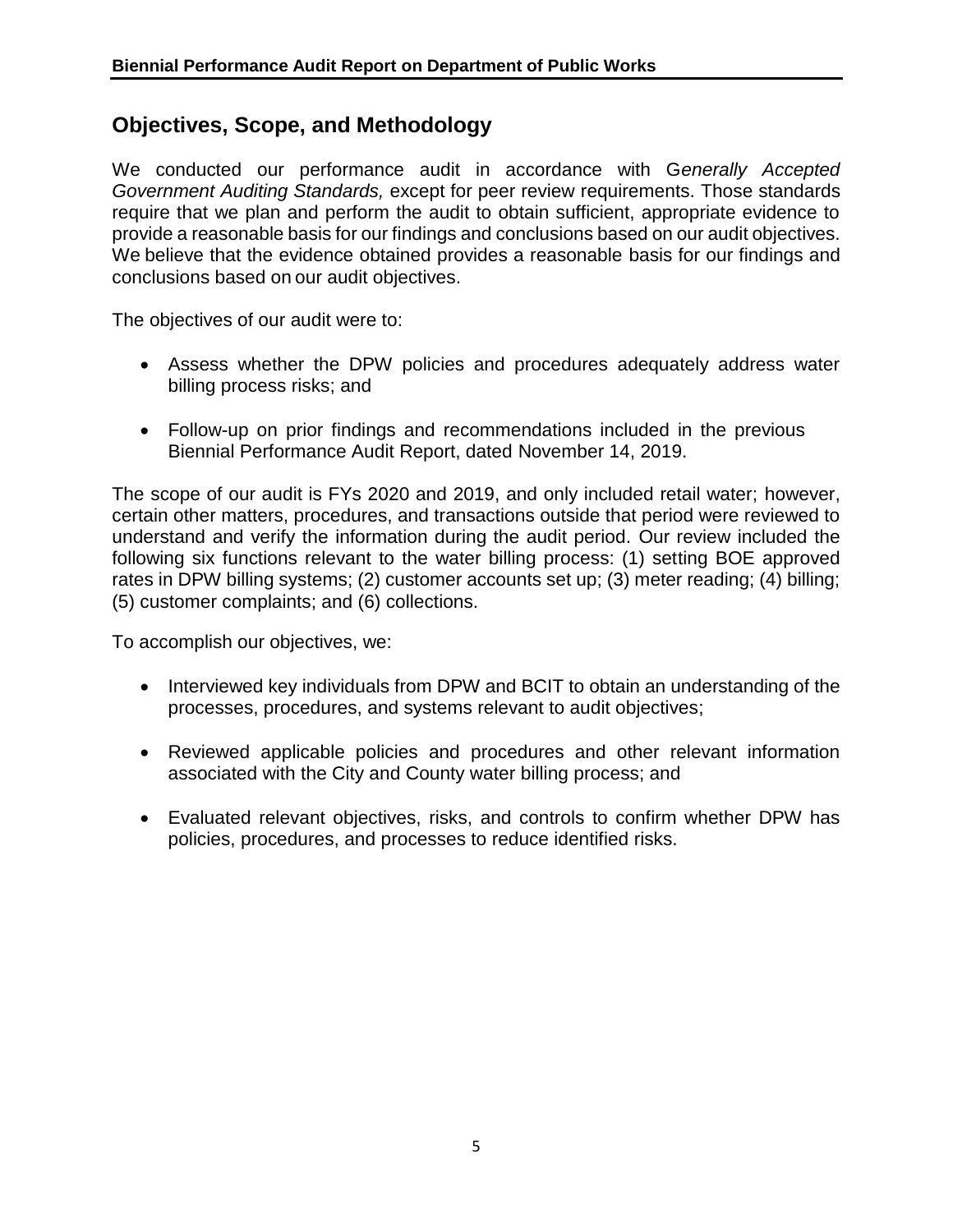## Objectives, Scope, and Methodology

We conducted our performance audit in accordance with G*enerally Accepted Government Auditing Standards,* except for peer review requirements. Those standards require that we plan and perform the audit to obtain sufficient, appropriate evidence to provide a reasonable basis for our findings and conclusions based on our audit objectives. We believe that the evidence obtained provides a reasonable basis for our findings and conclusions based on our audit objectives.

The objectives of our audit were to:

- Assess whether the DPW policies and procedures adequately address water billing process risks; and
- Follow-up on prior findings and recommendations included in the previous Biennial Performance Audit Report, dated November 14, 2019.

The scope of our audit is FYs 2020 and 2019, and only included retail water; however, certain other matters, procedures, and transactions outside that period were reviewed to understand and verify the information during the audit period. Our review included the following six functions relevant to the water billing process: (1) setting BOE approved rates in DPW billing systems; (2) customer accounts set up; (3) meter reading; (4) billing; (5) customer complaints; and (6) collections.

To accomplish our objectives, we:

- Interviewed key individuals from DPW and BCIT to obtain an understanding of the processes, procedures, and systems relevant to audit objectives;
- Reviewed applicable policies and procedures and other relevant information associated with the City and County water billing process; and
- Evaluated relevant objectives, risks, and controls to confirm whether DPW has policies, procedures, and processes to reduce identified risks.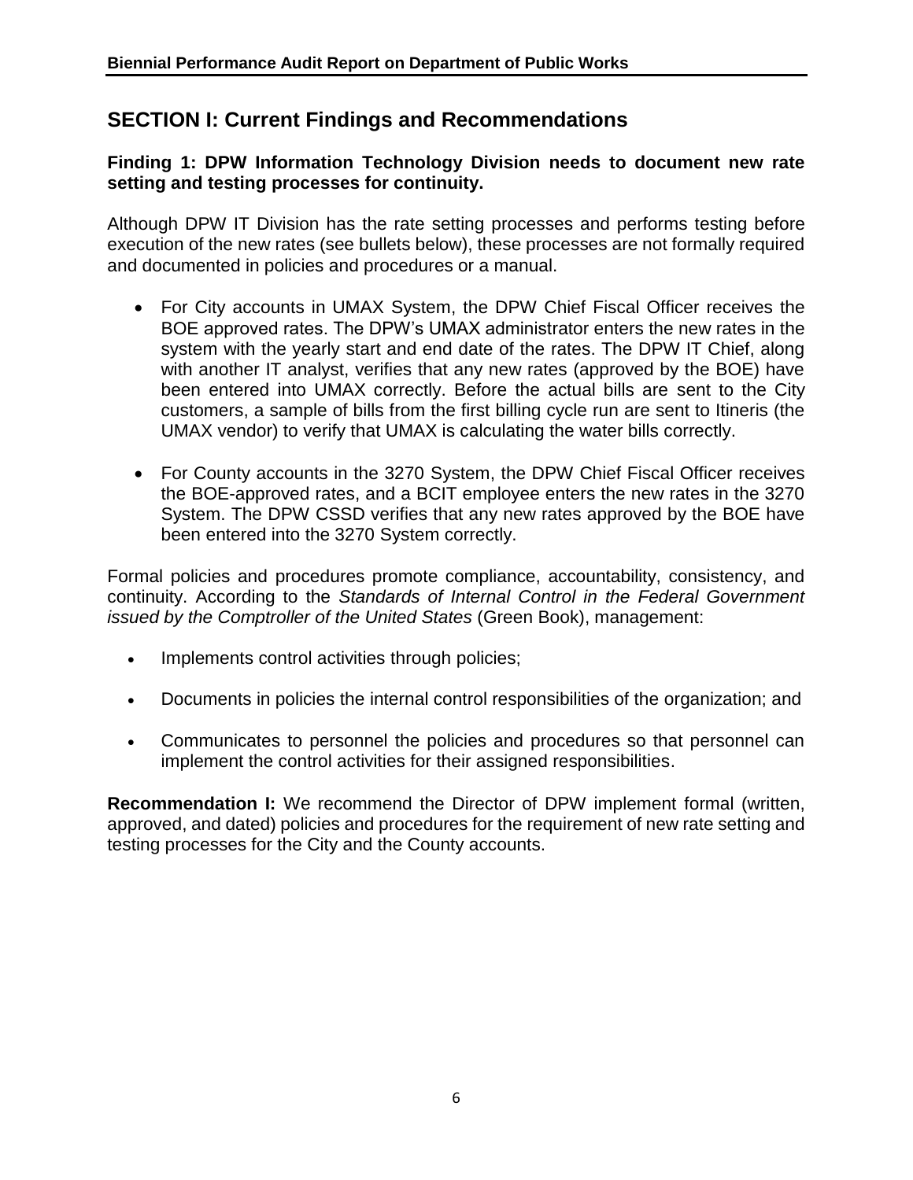## SECTION I: Current Findings and Recommendations

**Finding 1: DPW Information Technology Division needs to document new rate setting and testing processes for continuity.**

Although DPW IT Division has the rate setting processes and performs testing before execution of the new rates (see bullets below), these processes are not formally required and documented in policies and procedures or a manual.

- For City accounts in UMAX System, the DPW Chief Fiscal Officer receives the BOE approved rates. The DPW's UMAX administrator enters the new rates in the system with the yearly start and end date of the rates. The DPW IT Chief, along with another IT analyst, verifies that any new rates (approved by the BOE) have been entered into UMAX correctly. Before the actual bills are sent to the City customers, a sample of bills from the first billing cycle run are sent to Itineris (the UMAX vendor) to verify that UMAX is calculating the water bills correctly.

- For County accounts in the 3270 System, the DPW Chief Fiscal Officer receives the BOE-approved rates, and a BCIT employee enters the new rates in the 3270 System. The DPW CSSD verifies that any new rates approved by the BOE have been entered into the 3270 System correctly.

Formal policies and procedures promote compliance, accountability, consistency, and continuity. According to the *Standards of Internal Control in the Federal Government issued by the Comptroller of the United States* (Green Book), management:

- Implements control activities through policies;

- Documents in policies the internal control responsibilities of the organization; and

- Communicates to personnel the policies and procedures so that personnel can implement the control activities for their assigned responsibilities.

**Recommendation I:** We recommend the Director of DPW implement formal (written, approved, and dated) policies and procedures for the requirement of new rate setting and testing processes for the City and the County accounts.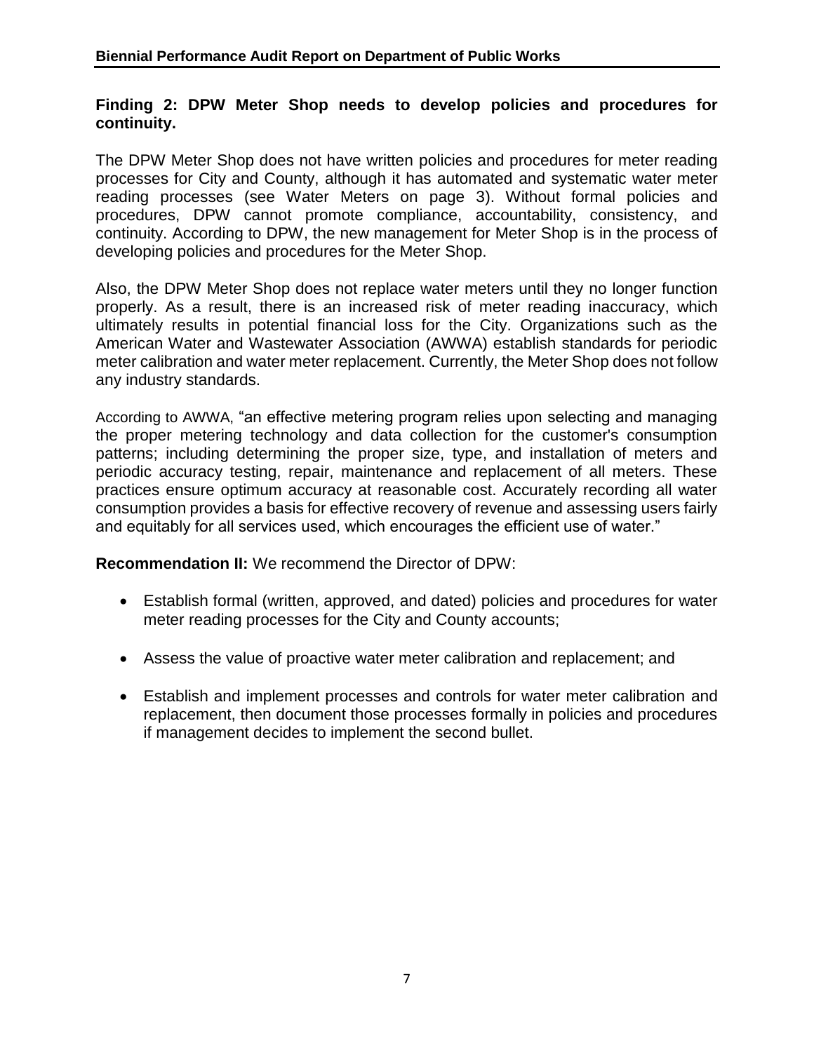## Finding 2: DPW Meter Shop needs to develop policies and procedures for continuity.

The DPW Meter Shop does not have written policies and procedures for meter reading processes for City and County, although it has automated and systematic water meter reading processes (see Water Meters on page 3). Without formal policies and procedures, DPW cannot promote compliance, accountability, consistency, and continuity. According to DPW, the new management for Meter Shop is in the process of developing policies and procedures for the Meter Shop.

Also, the DPW Meter Shop does not replace water meters until they no longer function properly. As a result, there is an increased risk of meter reading inaccuracy, which ultimately results in potential financial loss for the City. Organizations such as the American Water and Wastewater Association (AWWA) establish standards for periodic meter calibration and water meter replacement. Currently, the Meter Shop does not follow any industry standards.

According to AWWA, "an effective metering program relies upon selecting and managing the proper metering technology and data collection for the customer's consumption patterns; including determining the proper size, type, and installation of meters and periodic accuracy testing, repair, maintenance and replacement of all meters. These practices ensure optimum accuracy at reasonable cost. Accurately recording all water consumption provides a basis for effective recovery of revenue and assessing users fairly and equitably for all services used, which encourages the efficient use of water."

**Recommendation II:** We recommend the Director of DPW:

- Establish formal (written, approved, and dated) policies and procedures for water meter reading processes for the City and County accounts;
- Assess the value of proactive water meter calibration and replacement; and
- Establish and implement processes and controls for water meter calibration and replacement, then document those processes formally in policies and procedures if management decides to implement the second bullet.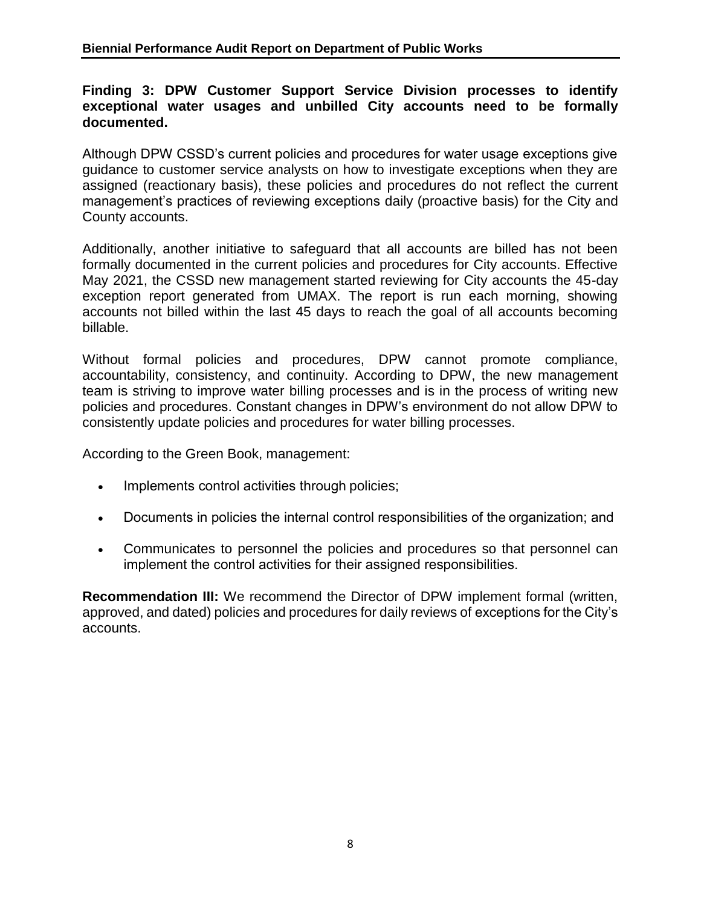**Finding 3: DPW Customer Support Service Division processes to identify exceptional water usages and unbilled City accounts need to be formally documented.**

Although DPW CSSD's current policies and procedures for water usage exceptions give guidance to customer service analysts on how to investigate exceptions when they are assigned (reactionary basis), these policies and procedures do not reflect the current management's practices of reviewing exceptions daily (proactive basis) for the City and County accounts.

Additionally, another initiative to safeguard that all accounts are billed has not been formally documented in the current policies and procedures for City accounts. Effective May 2021, the CSSD new management started reviewing for City accounts the 45-day exception report generated from UMAX. The report is run each morning, showing accounts not billed within the last 45 days to reach the goal of all accounts becoming billable.

Without formal policies and procedures, DPW cannot promote compliance, accountability, consistency, and continuity. According to DPW, the new management team is striving to improve water billing processes and is in the process of writing new policies and procedures. Constant changes in DPW's environment do not allow DPW to consistently update policies and procedures for water billing processes.

According to the Green Book, management:

- Implements control activities through policies;
- Documents in policies the internal control responsibilities of the organization; and
- Communicates to personnel the policies and procedures so that personnel can implement the control activities for their assigned responsibilities.

**Recommendation III:** We recommend the Director of DPW implement formal (written, approved, and dated) policies and procedures for daily reviews of exceptions for the City's accounts.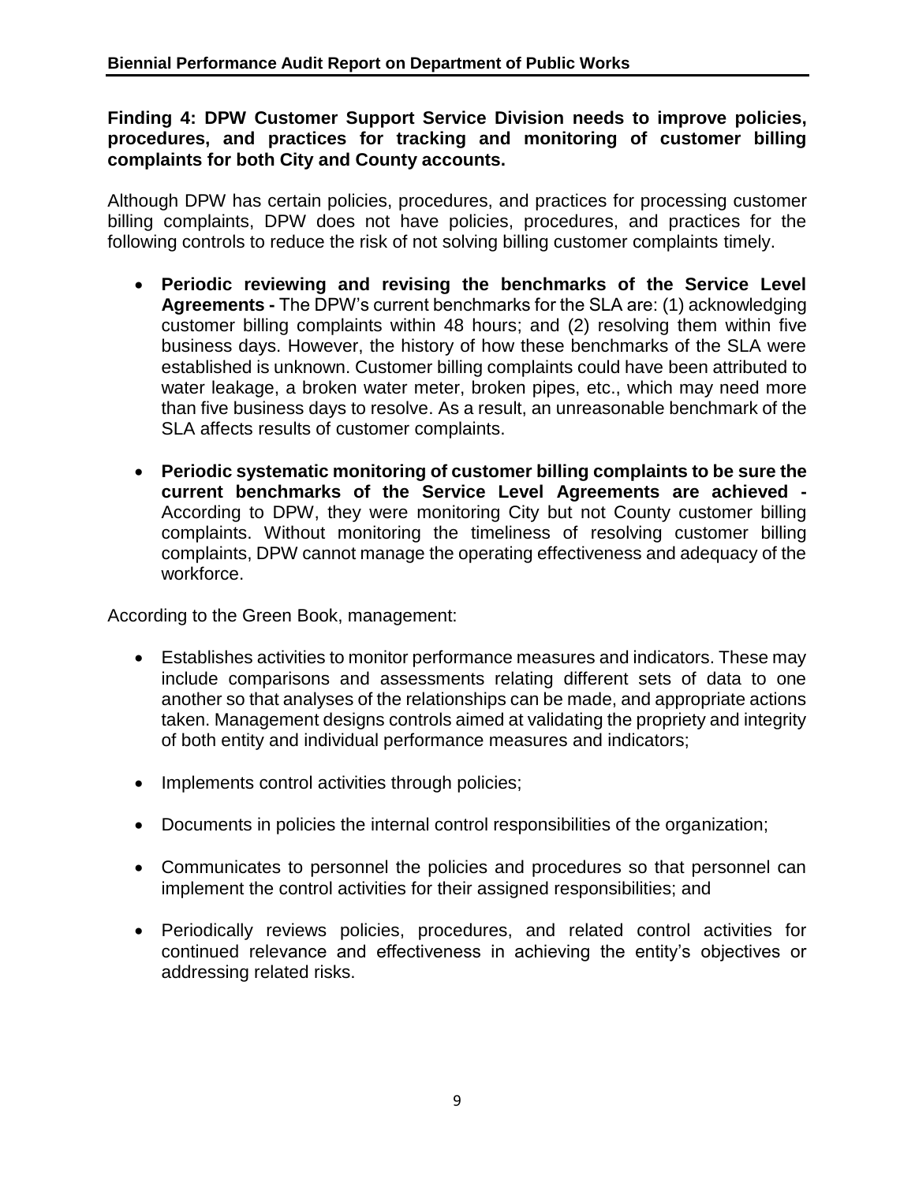**Finding 4: DPW Customer Support Service Division needs to improve policies, procedures, and practices for tracking and monitoring of customer billing complaints for both City and County accounts.**

Although DPW has certain policies, procedures, and practices for processing customer billing complaints, DPW does not have policies, procedures, and practices for the following controls to reduce the risk of not solving billing customer complaints timely.

- **Periodic reviewing and revising the benchmarks of the Service Level Agreements -** The DPW's current benchmarks for the SLA are: (1) acknowledging customer billing complaints within 48 hours; and (2) resolving them within five business days. However, the history of how these benchmarks of the SLA were established is unknown. Customer billing complaints could have been attributed to water leakage, a broken water meter, broken pipes, etc., which may need more than five business days to resolve. As a result, an unreasonable benchmark of the SLA affects results of customer complaints.

- **Periodic systematic monitoring of customer billing complaints to be sure the current benchmarks of the Service Level Agreements are achieved -** According to DPW, they were monitoring City but not County customer billing complaints. Without monitoring the timeliness of resolving customer billing complaints, DPW cannot manage the operating effectiveness and adequacy of the workforce.

According to the Green Book, management:

- Establishes activities to monitor performance measures and indicators. These may include comparisons and assessments relating different sets of data to one another so that analyses of the relationships can be made, and appropriate actions taken. Management designs controls aimed at validating the propriety and integrity of both entity and individual performance measures and indicators;

- Implements control activities through policies;

- Documents in policies the internal control responsibilities of the organization;

- Communicates to personnel the policies and procedures so that personnel can implement the control activities for their assigned responsibilities; and

- Periodically reviews policies, procedures, and related control activities for continued relevance and effectiveness in achieving the entity's objectives or addressing related risks.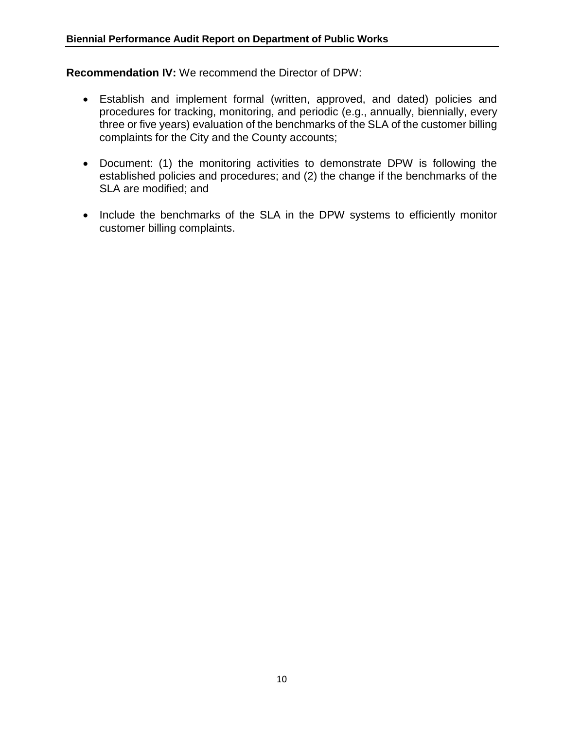**Recommendation IV:** We recommend the Director of DPW:

- Establish and implement formal (written, approved, and dated) policies and procedures for tracking, monitoring, and periodic (e.g., annually, biennially, every three or five years) evaluation of the benchmarks of the SLA of the customer billing complaints for the City and the County accounts;
- Document: (1) the monitoring activities to demonstrate DPW is following the established policies and procedures; and (2) the change if the benchmarks of the SLA are modified; and
- Include the benchmarks of the SLA in the DPW systems to efficiently monitor customer billing complaints.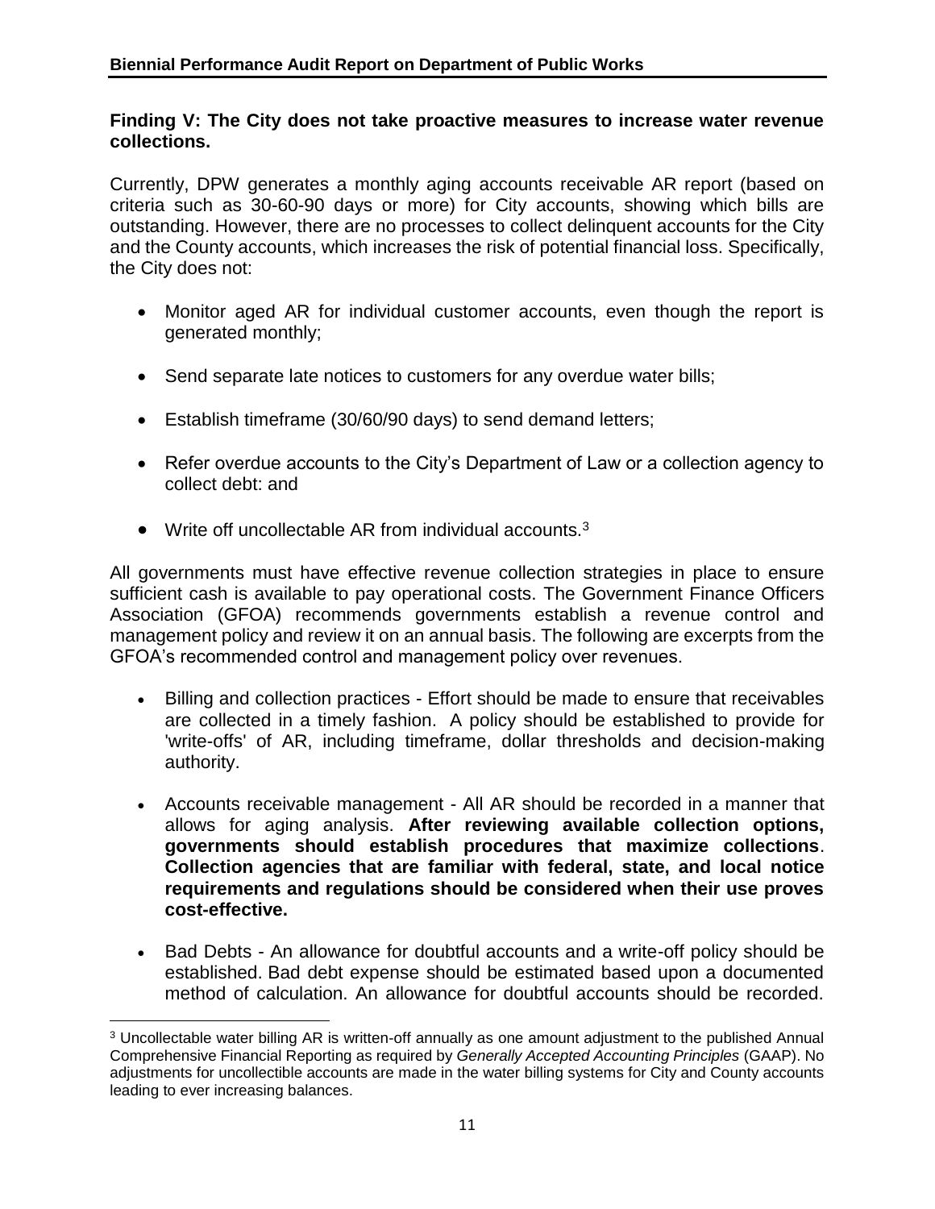**Finding V: The City does not take proactive measures to increase water revenue collections.**

Currently, DPW generates a monthly aging accounts receivable AR report (based on criteria such as 30-60-90 days or more) for City accounts, showing which bills are outstanding. However, there are no processes to collect delinquent accounts for the City and the County accounts, which increases the risk of potential financial loss. Specifically, the City does not:

- Monitor aged AR for individual customer accounts, even though the report is generated monthly;
- Send separate late notices to customers for any overdue water bills;
- Establish timeframe (30/60/90 days) to send demand letters;
- Refer overdue accounts to the City's Department of Law or a collection agency to collect debt: and
- Write off uncollectable AR from individual accounts.[3]

All governments must have effective revenue collection strategies in place to ensure sufficient cash is available to pay operational costs. The Government Finance Officers Association (GFOA) recommends governments establish a revenue control and management policy and review it on an annual basis. The following are excerpts from the GFOA's recommended control and management policy over revenues.

- Billing and collection practices - Effort should be made to ensure that receivables are collected in a timely fashion. A policy should be established to provide for 'write-offs' of AR, including timeframe, dollar thresholds and decision-making authority.
- Accounts receivable management - All AR should be recorded in a manner that allows for aging analysis. **After reviewing available collection options, governments should establish procedures that maximize collections**. **Collection agencies that are familiar with federal, state, and local notice requirements and regulations should be considered when their use proves cost-effective.**
- Bad Debts - An allowance for doubtful accounts and a write-off policy should be established. Bad debt expense should be estimated based upon a documented method of calculation. An allowance for doubtful accounts should be recorded.

[3] Uncollectable water billing AR is written-off annually as one amount adjustment to the published Annual Comprehensive Financial Reporting as required by *Generally Accepted Accounting Principles* (GAAP). No adjustments for uncollectible accounts are made in the water billing systems for City and County accounts leading to ever increasing balances.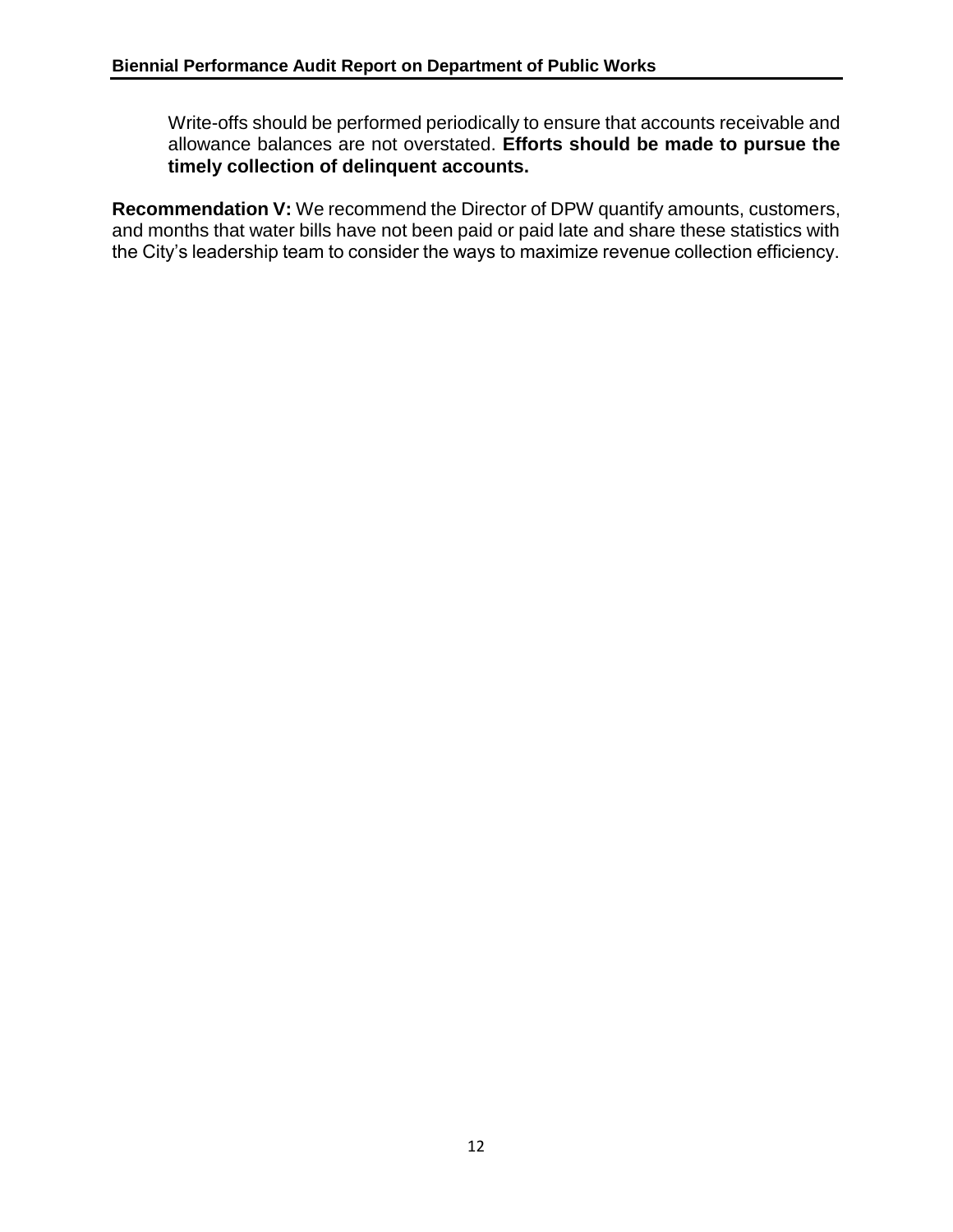Write-offs should be performed periodically to ensure that accounts receivable and allowance balances are not overstated. **Efforts should be made to pursue the timely collection of delinquent accounts.**

**Recommendation V:** We recommend the Director of DPW quantify amounts, customers, and months that water bills have not been paid or paid late and share these statistics with the City's leadership team to consider the ways to maximize revenue collection efficiency.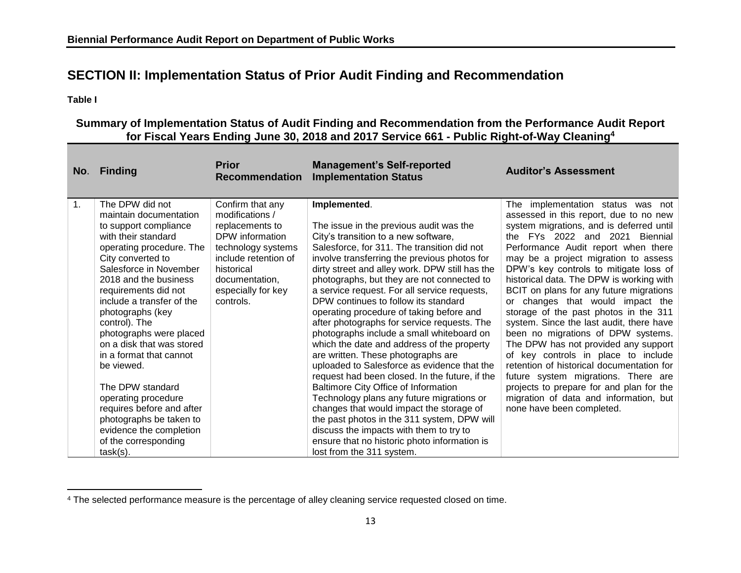## SECTION II: Implementation Status of Prior Audit Finding and Recommendation

**Table I**

**Summary of Implementation Status of Audit Finding and Recommendation from the Performance Audit Report for Fiscal Years Ending June 30, 2018 and 2017 Service 661 - Public Right-of-Way Cleaning[4]**

| No. | Finding | Prior Recommendation | Management's Self-reported Implementation Status | Auditor's Assessment |
|---|---|---|---|---|
| 1. | The DPW did not maintain documentation to support compliance with their standard operating procedure. The City converted to Salesforce in November 2018 and the business requirements did not include a transfer of the photographs (key control). The photographs were placed on a disk that was stored in a format that cannot be viewed.<br><br>The DPW standard operating procedure requires before and after photographs be taken to evidence the completion of the corresponding task(s). | Confirm that any modifications / replacements to DPW information technology systems include retention of historical documentation, especially for key controls. | **Implemented**.<br><br>The issue in the previous audit was the City's transition to a new software, Salesforce, for 311. The transition did not involve transferring the previous photos for dirty street and alley work. DPW still has the photographs, but they are not connected to a service request. For all service requests, DPW continues to follow its standard operating procedure of taking before and after photographs for service requests. The photographs include a small whiteboard on which the date and address of the property are written. These photographs are uploaded to Salesforce as evidence that the request had been closed. In the future, if the Baltimore City Office of Information Technology plans any future migrations or changes that would impact the storage of the past photos in the 311 system, DPW will discuss the impacts with them to try to ensure that no historic photo information is lost from the 311 system. | The implementation status was not assessed in this report, due to no new system migrations, and is deferred until the FYs 2022 and 2021 Biennial Performance Audit report when there may be a project migration to assess DPW's key controls to mitigate loss of historical data. The DPW is working with BCIT on plans for any future migrations or changes that would impact the storage of the past photos in the 311 system. Since the last audit, there have been no migrations of DPW systems. The DPW has not provided any support of key controls in place to include retention of historical documentation for future system migrations. There are projects to prepare for and plan for the migration of data and information, but none have been completed. |

[4] The selected performance measure is the percentage of alley cleaning service requested closed on time.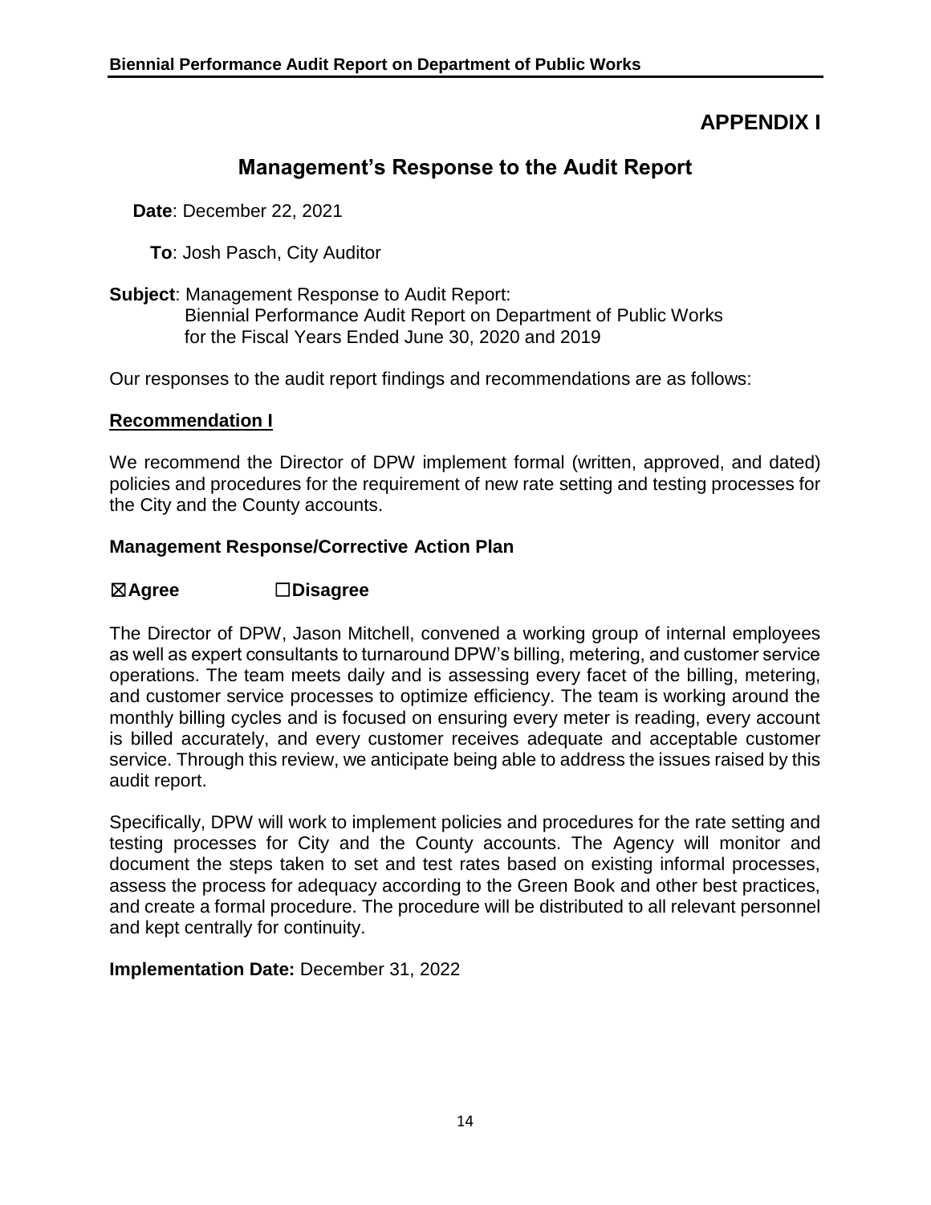# APPENDIX I

## Management's Response to the Audit Report

**Date**: December 22, 2021

**To**: Josh Pasch, City Auditor

**Subject**: Management Response to Audit Report:
Biennial Performance Audit Report on Department of Public Works
for the Fiscal Years Ended June 30, 2020 and 2019

Our responses to the audit report findings and recommendations are as follows:

**Recommendation I**

We recommend the Director of DPW implement formal (written, approved, and dated) policies and procedures for the requirement of new rate setting and testing processes for the City and the County accounts.

### Management Response/Corrective Action Plan

☒**Agree** ☐**Disagree**

The Director of DPW, Jason Mitchell, convened a working group of internal employees as well as expert consultants to turnaround DPW's billing, metering, and customer service operations. The team meets daily and is assessing every facet of the billing, metering, and customer service processes to optimize efficiency. The team is working around the monthly billing cycles and is focused on ensuring every meter is reading, every account is billed accurately, and every customer receives adequate and acceptable customer service. Through this review, we anticipate being able to address the issues raised by this audit report.

Specifically, DPW will work to implement policies and procedures for the rate setting and testing processes for City and the County accounts. The Agency will monitor and document the steps taken to set and test rates based on existing informal processes, assess the process for adequacy according to the Green Book and other best practices, and create a formal procedure. The procedure will be distributed to all relevant personnel and kept centrally for continuity.

**Implementation Date:** December 31, 2022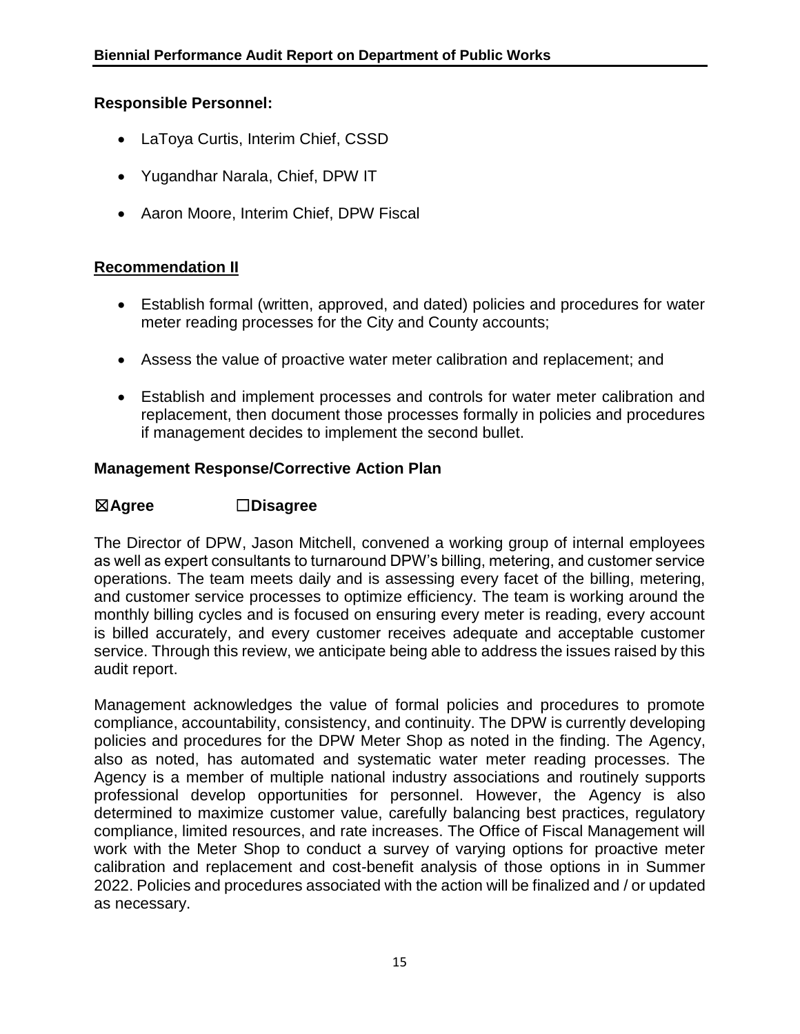**Responsible Personnel:**

- LaToya Curtis, Interim Chief, CSSD
- Yugandhar Narala, Chief, DPW IT
- Aaron Moore, Interim Chief, DPW Fiscal

**Recommendation II**

- Establish formal (written, approved, and dated) policies and procedures for water meter reading processes for the City and County accounts;
- Assess the value of proactive water meter calibration and replacement; and
- Establish and implement processes and controls for water meter calibration and replacement, then document those processes formally in policies and procedures if management decides to implement the second bullet.

**Management Response/Corrective Action Plan**

**☒Agree ☐Disagree**

The Director of DPW, Jason Mitchell, convened a working group of internal employees as well as expert consultants to turnaround DPW's billing, metering, and customer service operations. The team meets daily and is assessing every facet of the billing, metering, and customer service processes to optimize efficiency. The team is working around the monthly billing cycles and is focused on ensuring every meter is reading, every account is billed accurately, and every customer receives adequate and acceptable customer service. Through this review, we anticipate being able to address the issues raised by this audit report.

Management acknowledges the value of formal policies and procedures to promote compliance, accountability, consistency, and continuity. The DPW is currently developing policies and procedures for the DPW Meter Shop as noted in the finding. The Agency, also as noted, has automated and systematic water meter reading processes. The Agency is a member of multiple national industry associations and routinely supports professional develop opportunities for personnel. However, the Agency is also determined to maximize customer value, carefully balancing best practices, regulatory compliance, limited resources, and rate increases. The Office of Fiscal Management will work with the Meter Shop to conduct a survey of varying options for proactive meter calibration and replacement and cost-benefit analysis of those options in in Summer 2022. Policies and procedures associated with the action will be finalized and / or updated as necessary.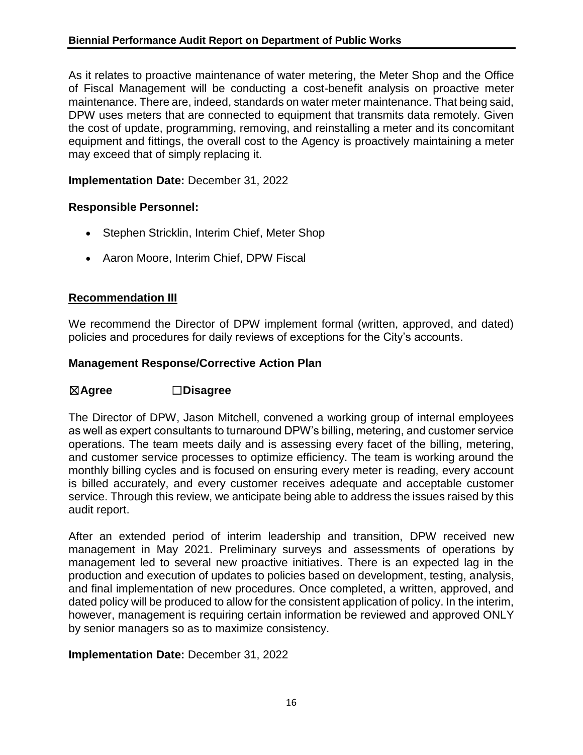As it relates to proactive maintenance of water metering, the Meter Shop and the Office of Fiscal Management will be conducting a cost-benefit analysis on proactive meter maintenance. There are, indeed, standards on water meter maintenance. That being said, DPW uses meters that are connected to equipment that transmits data remotely. Given the cost of update, programming, removing, and reinstalling a meter and its concomitant equipment and fittings, the overall cost to the Agency is proactively maintaining a meter may exceed that of simply replacing it.

**Implementation Date:** December 31, 2022

**Responsible Personnel:**

- Stephen Stricklin, Interim Chief, Meter Shop
- Aaron Moore, Interim Chief, DPW Fiscal

**Recommendation III**

We recommend the Director of DPW implement formal (written, approved, and dated) policies and procedures for daily reviews of exceptions for the City's accounts.

**Management Response/Corrective Action Plan**

☒**Agree** ☐**Disagree**

The Director of DPW, Jason Mitchell, convened a working group of internal employees as well as expert consultants to turnaround DPW's billing, metering, and customer service operations. The team meets daily and is assessing every facet of the billing, metering, and customer service processes to optimize efficiency. The team is working around the monthly billing cycles and is focused on ensuring every meter is reading, every account is billed accurately, and every customer receives adequate and acceptable customer service. Through this review, we anticipate being able to address the issues raised by this audit report.

After an extended period of interim leadership and transition, DPW received new management in May 2021. Preliminary surveys and assessments of operations by management led to several new proactive initiatives. There is an expected lag in the production and execution of updates to policies based on development, testing, analysis, and final implementation of new procedures. Once completed, a written, approved, and dated policy will be produced to allow for the consistent application of policy. In the interim, however, management is requiring certain information be reviewed and approved ONLY by senior managers so as to maximize consistency.

**Implementation Date:** December 31, 2022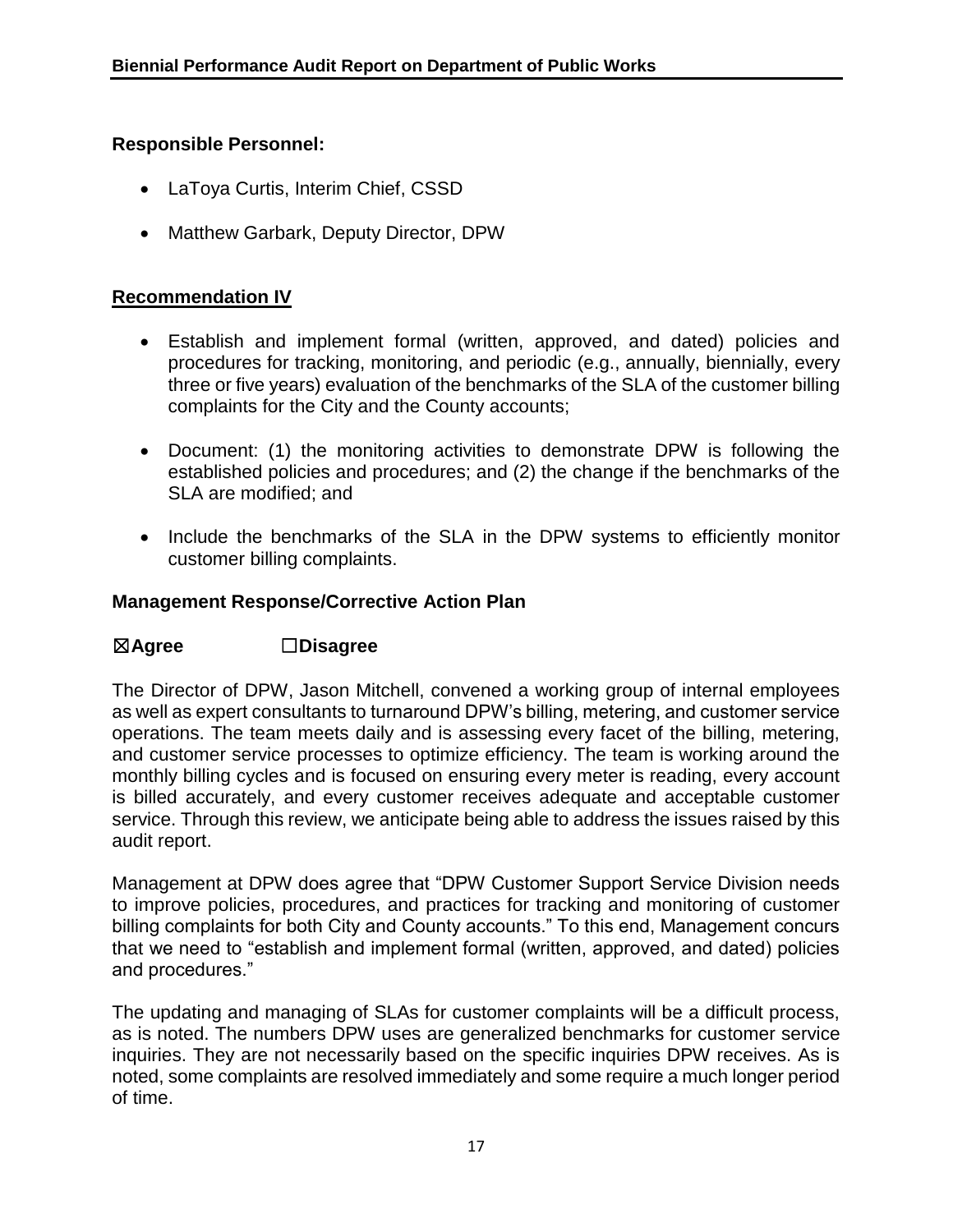**Responsible Personnel:**

- LaToya Curtis, Interim Chief, CSSD
- Matthew Garbark, Deputy Director, DPW

**Recommendation IV**

- Establish and implement formal (written, approved, and dated) policies and procedures for tracking, monitoring, and periodic (e.g., annually, biennially, every three or five years) evaluation of the benchmarks of the SLA of the customer billing complaints for the City and the County accounts;
- Document: (1) the monitoring activities to demonstrate DPW is following the established policies and procedures; and (2) the change if the benchmarks of the SLA are modified; and
- Include the benchmarks of the SLA in the DPW systems to efficiently monitor customer billing complaints.

**Management Response/Corrective Action Plan**

☒**Agree** ☐**Disagree**

The Director of DPW, Jason Mitchell, convened a working group of internal employees as well as expert consultants to turnaround DPW's billing, metering, and customer service operations. The team meets daily and is assessing every facet of the billing, metering, and customer service processes to optimize efficiency. The team is working around the monthly billing cycles and is focused on ensuring every meter is reading, every account is billed accurately, and every customer receives adequate and acceptable customer service. Through this review, we anticipate being able to address the issues raised by this audit report.

Management at DPW does agree that "DPW Customer Support Service Division needs to improve policies, procedures, and practices for tracking and monitoring of customer billing complaints for both City and County accounts." To this end, Management concurs that we need to "establish and implement formal (written, approved, and dated) policies and procedures."

The updating and managing of SLAs for customer complaints will be a difficult process, as is noted. The numbers DPW uses are generalized benchmarks for customer service inquiries. They are not necessarily based on the specific inquiries DPW receives. As is noted, some complaints are resolved immediately and some require a much longer period of time.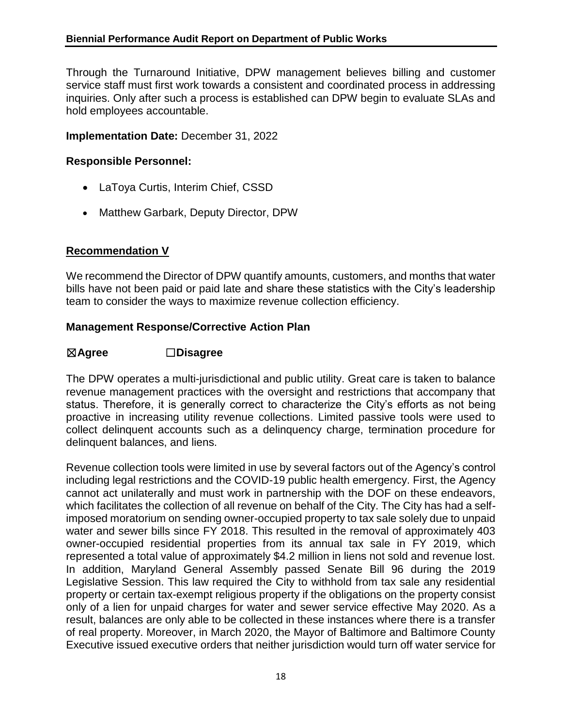Through the Turnaround Initiative, DPW management believes billing and customer service staff must first work towards a consistent and coordinated process in addressing inquiries. Only after such a process is established can DPW begin to evaluate SLAs and hold employees accountable.

**Implementation Date:** December 31, 2022

**Responsible Personnel:**

- LaToya Curtis, Interim Chief, CSSD
- Matthew Garbark, Deputy Director, DPW

## Recommendation V

We recommend the Director of DPW quantify amounts, customers, and months that water bills have not been paid or paid late and share these statistics with the City's leadership team to consider the ways to maximize revenue collection efficiency.

### Management Response/Corrective Action Plan

☒**Agree** ☐**Disagree**

The DPW operates a multi-jurisdictional and public utility. Great care is taken to balance revenue management practices with the oversight and restrictions that accompany that status. Therefore, it is generally correct to characterize the City's efforts as not being proactive in increasing utility revenue collections. Limited passive tools were used to collect delinquent accounts such as a delinquency charge, termination procedure for delinquent balances, and liens.

Revenue collection tools were limited in use by several factors out of the Agency's control including legal restrictions and the COVID-19 public health emergency. First, the Agency cannot act unilaterally and must work in partnership with the DOF on these endeavors, which facilitates the collection of all revenue on behalf of the City. The City has had a self-imposed moratorium on sending owner-occupied property to tax sale solely due to unpaid water and sewer bills since FY 2018. This resulted in the removal of approximately 403 owner-occupied residential properties from its annual tax sale in FY 2019, which represented a total value of approximately $4.2 million in liens not sold and revenue lost. In addition, Maryland General Assembly passed Senate Bill 96 during the 2019 Legislative Session. This law required the City to withhold from tax sale any residential property or certain tax-exempt religious property if the obligations on the property consist only of a lien for unpaid charges for water and sewer service effective May 2020. As a result, balances are only able to be collected in these instances where there is a transfer of real property. Moreover, in March 2020, the Mayor of Baltimore and Baltimore County Executive issued executive orders that neither jurisdiction would turn off water service for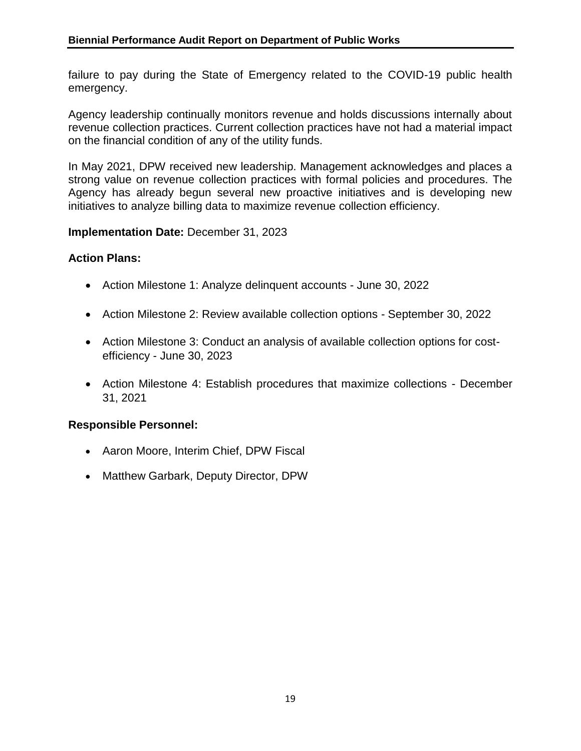failure to pay during the State of Emergency related to the COVID-19 public health emergency.

Agency leadership continually monitors revenue and holds discussions internally about revenue collection practices. Current collection practices have not had a material impact on the financial condition of any of the utility funds.

In May 2021, DPW received new leadership. Management acknowledges and places a strong value on revenue collection practices with formal policies and procedures. The Agency has already begun several new proactive initiatives and is developing new initiatives to analyze billing data to maximize revenue collection efficiency.

**Implementation Date:** December 31, 2023

**Action Plans:**

- Action Milestone 1: Analyze delinquent accounts - June 30, 2022
- Action Milestone 2: Review available collection options - September 30, 2022
- Action Milestone 3: Conduct an analysis of available collection options for cost-efficiency - June 30, 2023
- Action Milestone 4: Establish procedures that maximize collections - December 31, 2021

**Responsible Personnel:**

- Aaron Moore, Interim Chief, DPW Fiscal
- Matthew Garbark, Deputy Director, DPW